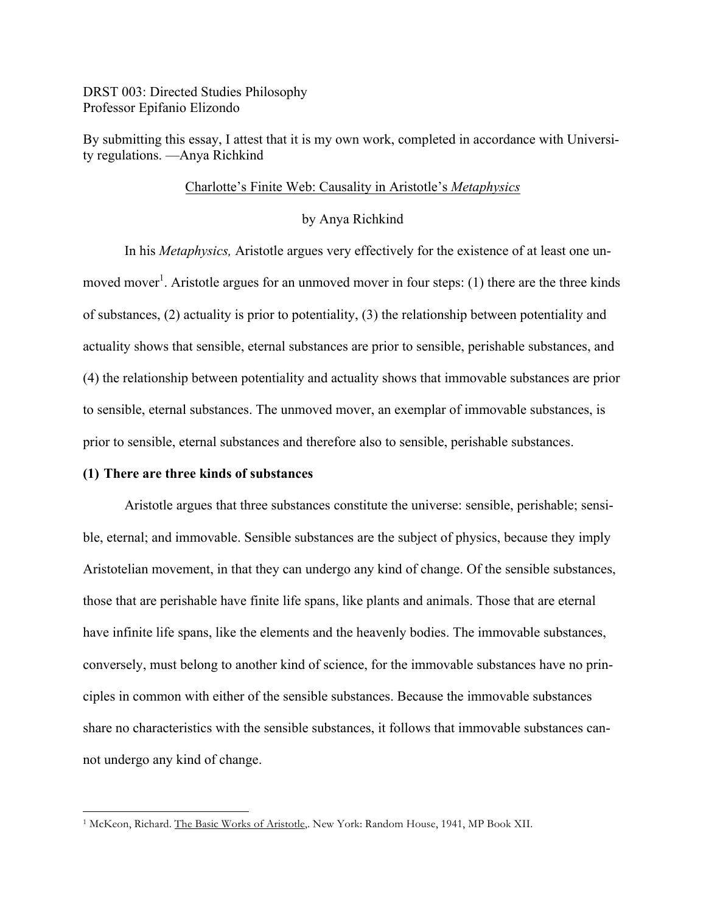DRST 003: Directed Studies Philosophy
Professor Epifanio Elizondo

By submitting this essay, I attest that it is my own work, completed in accordance with University regulations. —Anya Richkind

# Charlotte's Finite Web: Causality in Aristotle's *Metaphysics*

by Anya Richkind

In his *Metaphysics,* Aristotle argues very effectively for the existence of at least one unmoved mover[1]. Aristotle argues for an unmoved mover in four steps: (1) there are the three kinds of substances, (2) actuality is prior to potentiality, (3) the relationship between potentiality and actuality shows that sensible, eternal substances are prior to sensible, perishable substances, and (4) the relationship between potentiality and actuality shows that immovable substances are prior to sensible, eternal substances. The unmoved mover, an exemplar of immovable substances, is prior to sensible, eternal substances and therefore also to sensible, perishable substances.

## (1) There are three kinds of substances

Aristotle argues that three substances constitute the universe: sensible, perishable; sensible, eternal; and immovable. Sensible substances are the subject of physics, because they imply Aristotelian movement, in that they can undergo any kind of change. Of the sensible substances, those that are perishable have finite life spans, like plants and animals. Those that are eternal have infinite life spans, like the elements and the heavenly bodies. The immovable substances, conversely, must belong to another kind of science, for the immovable substances have no principles in common with either of the sensible substances. Because the immovable substances share no characteristics with the sensible substances, it follows that immovable substances cannot undergo any kind of change.

---

[1] McKeon, Richard. The Basic Works of Aristotle,. New York: Random House, 1941, MP Book XII.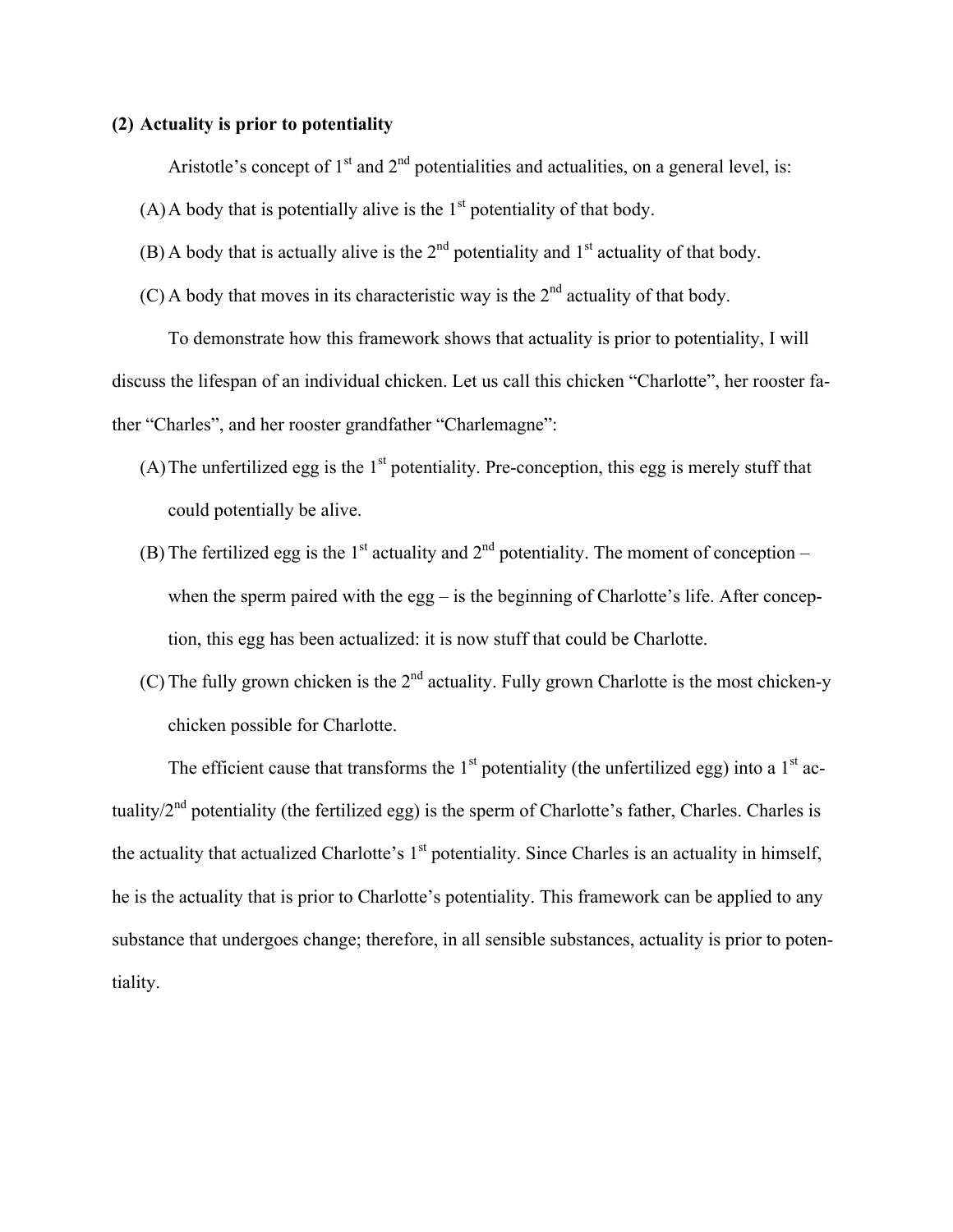**(2) Actuality is prior to potentiality**

Aristotle's concept of 1st and 2nd potentialities and actualities, on a general level, is:

(A) A body that is potentially alive is the 1st potentiality of that body.

(B) A body that is actually alive is the 2nd potentiality and 1st actuality of that body.

(C) A body that moves in its characteristic way is the 2nd actuality of that body.

To demonstrate how this framework shows that actuality is prior to potentiality, I will discuss the lifespan of an individual chicken. Let us call this chicken "Charlotte", her rooster father "Charles", and her rooster grandfather "Charlemagne":

(A) The unfertilized egg is the 1st potentiality. Pre-conception, this egg is merely stuff that could potentially be alive.

(B) The fertilized egg is the 1st actuality and 2nd potentiality. The moment of conception – when the sperm paired with the egg – is the beginning of Charlotte's life. After conception, this egg has been actualized: it is now stuff that could be Charlotte.

(C) The fully grown chicken is the 2nd actuality. Fully grown Charlotte is the most chicken-y chicken possible for Charlotte.

The efficient cause that transforms the 1st potentiality (the unfertilized egg) into a 1st actuality/2nd potentiality (the fertilized egg) is the sperm of Charlotte's father, Charles. Charles is the actuality that actualized Charlotte's 1st potentiality. Since Charles is an actuality in himself, he is the actuality that is prior to Charlotte's potentiality. This framework can be applied to any substance that undergoes change; therefore, in all sensible substances, actuality is prior to potentiality.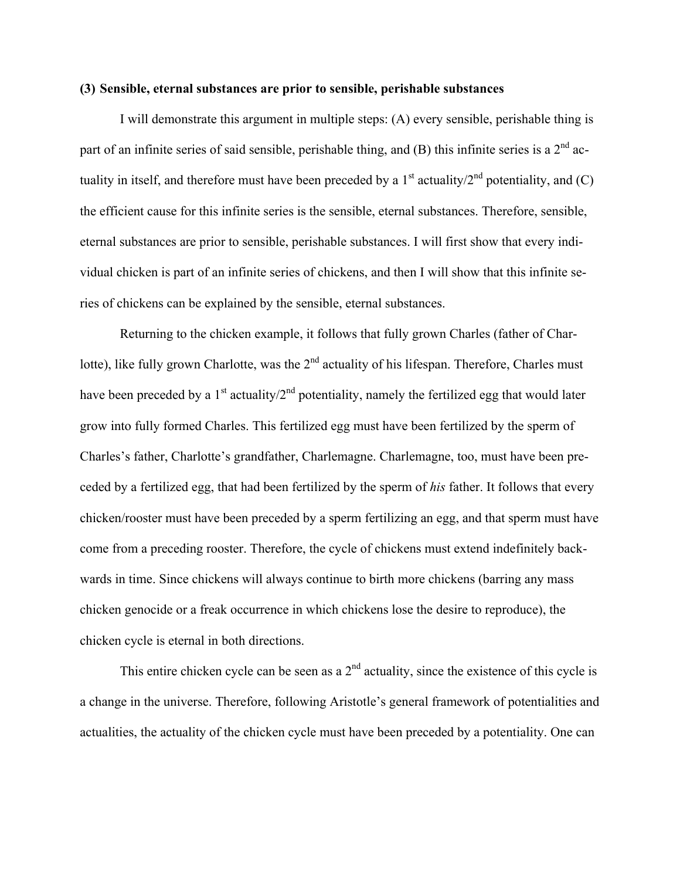**(3) Sensible, eternal substances are prior to sensible, perishable substances**

I will demonstrate this argument in multiple steps: (A) every sensible, perishable thing is part of an infinite series of said sensible, perishable thing, and (B) this infinite series is a 2nd actuality in itself, and therefore must have been preceded by a 1st actuality/2nd potentiality, and (C) the efficient cause for this infinite series is the sensible, eternal substances. Therefore, sensible, eternal substances are prior to sensible, perishable substances. I will first show that every individual chicken is part of an infinite series of chickens, and then I will show that this infinite series of chickens can be explained by the sensible, eternal substances.

Returning to the chicken example, it follows that fully grown Charles (father of Charlotte), like fully grown Charlotte, was the 2nd actuality of his lifespan. Therefore, Charles must have been preceded by a 1st actuality/2nd potentiality, namely the fertilized egg that would later grow into fully formed Charles. This fertilized egg must have been fertilized by the sperm of Charles's father, Charlotte's grandfather, Charlemagne. Charlemagne, too, must have been preceded by a fertilized egg, that had been fertilized by the sperm of *his* father. It follows that every chicken/rooster must have been preceded by a sperm fertilizing an egg, and that sperm must have come from a preceding rooster. Therefore, the cycle of chickens must extend indefinitely backwards in time. Since chickens will always continue to birth more chickens (barring any mass chicken genocide or a freak occurrence in which chickens lose the desire to reproduce), the chicken cycle is eternal in both directions.

This entire chicken cycle can be seen as a 2nd actuality, since the existence of this cycle is a change in the universe. Therefore, following Aristotle's general framework of potentialities and actualities, the actuality of the chicken cycle must have been preceded by a potentiality. One can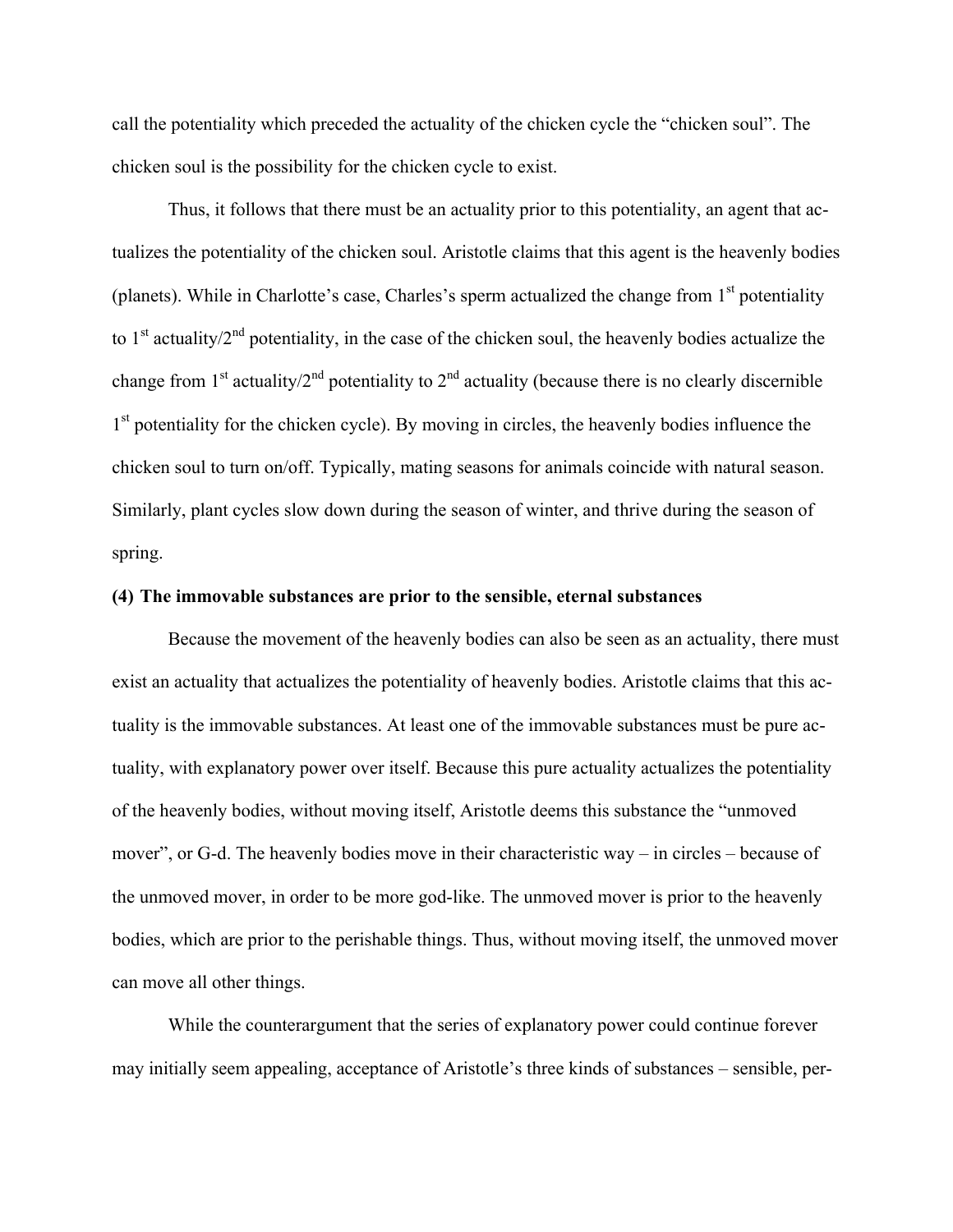call the potentiality which preceded the actuality of the chicken cycle the "chicken soul". The chicken soul is the possibility for the chicken cycle to exist.

Thus, it follows that there must be an actuality prior to this potentiality, an agent that actualizes the potentiality of the chicken soul. Aristotle claims that this agent is the heavenly bodies (planets). While in Charlotte's case, Charles's sperm actualized the change from 1st potentiality to 1st actuality/2nd potentiality, in the case of the chicken soul, the heavenly bodies actualize the change from 1st actuality/2nd potentiality to 2nd actuality (because there is no clearly discernible 1st potentiality for the chicken cycle). By moving in circles, the heavenly bodies influence the chicken soul to turn on/off. Typically, mating seasons for animals coincide with natural season. Similarly, plant cycles slow down during the season of winter, and thrive during the season of spring.

**(4) The immovable substances are prior to the sensible, eternal substances**

Because the movement of the heavenly bodies can also be seen as an actuality, there must exist an actuality that actualizes the potentiality of heavenly bodies. Aristotle claims that this actuality is the immovable substances. At least one of the immovable substances must be pure actuality, with explanatory power over itself. Because this pure actuality actualizes the potentiality of the heavenly bodies, without moving itself, Aristotle deems this substance the "unmoved mover", or G-d. The heavenly bodies move in their characteristic way – in circles – because of the unmoved mover, in order to be more god-like. The unmoved mover is prior to the heavenly bodies, which are prior to the perishable things. Thus, without moving itself, the unmoved mover can move all other things.

While the counterargument that the series of explanatory power could continue forever may initially seem appealing, acceptance of Aristotle's three kinds of substances – sensible, per-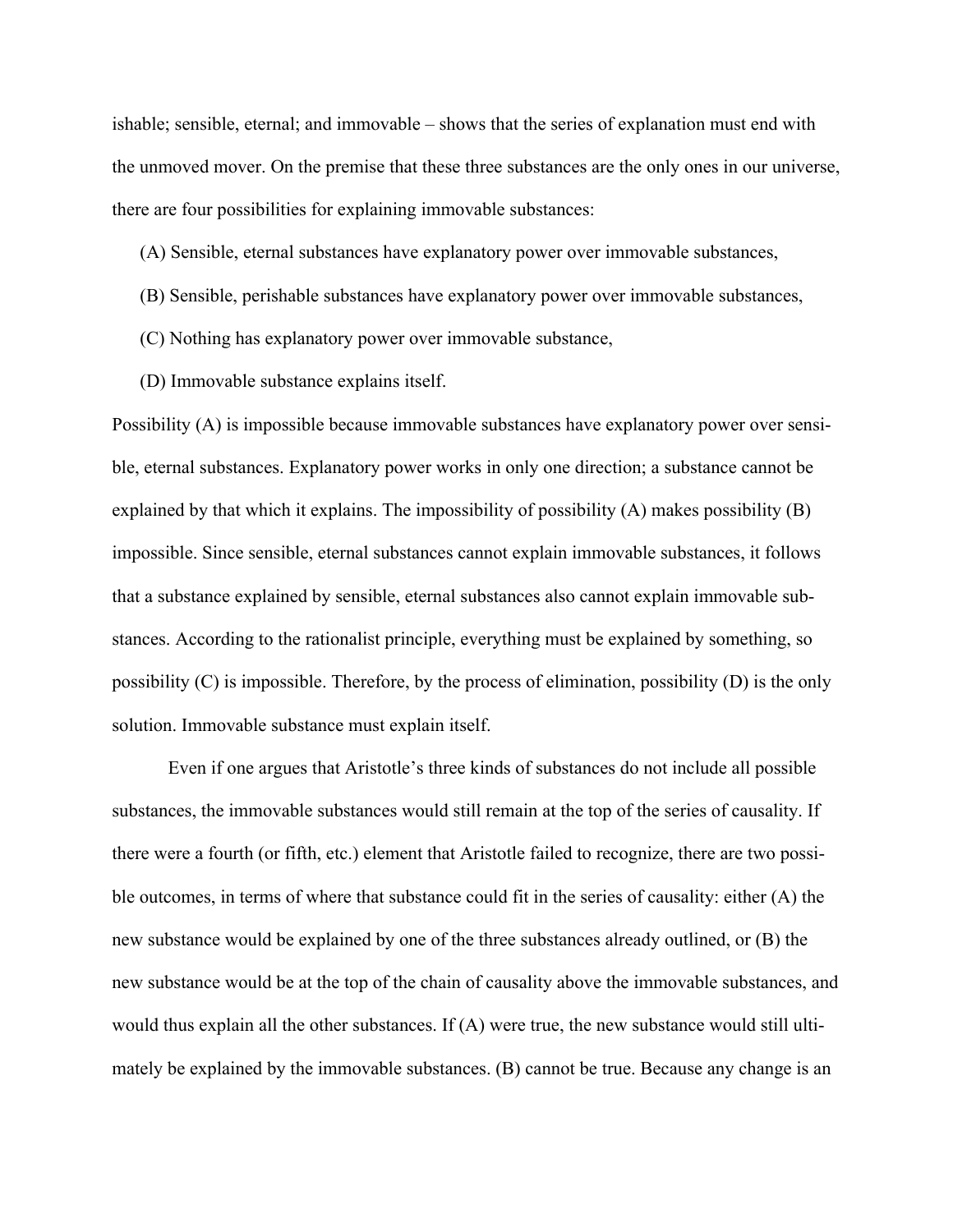ishable; sensible, eternal; and immovable – shows that the series of explanation must end with the unmoved mover. On the premise that these three substances are the only ones in our universe, there are four possibilities for explaining immovable substances:

(A) Sensible, eternal substances have explanatory power over immovable substances,

(B) Sensible, perishable substances have explanatory power over immovable substances,

(C) Nothing has explanatory power over immovable substance,

(D) Immovable substance explains itself.

Possibility (A) is impossible because immovable substances have explanatory power over sensible, eternal substances. Explanatory power works in only one direction; a substance cannot be explained by that which it explains. The impossibility of possibility (A) makes possibility (B) impossible. Since sensible, eternal substances cannot explain immovable substances, it follows that a substance explained by sensible, eternal substances also cannot explain immovable substances. According to the rationalist principle, everything must be explained by something, so possibility (C) is impossible. Therefore, by the process of elimination, possibility (D) is the only solution. Immovable substance must explain itself.

Even if one argues that Aristotle's three kinds of substances do not include all possible substances, the immovable substances would still remain at the top of the series of causality. If there were a fourth (or fifth, etc.) element that Aristotle failed to recognize, there are two possible outcomes, in terms of where that substance could fit in the series of causality: either (A) the new substance would be explained by one of the three substances already outlined, or (B) the new substance would be at the top of the chain of causality above the immovable substances, and would thus explain all the other substances. If (A) were true, the new substance would still ultimately be explained by the immovable substances. (B) cannot be true. Because any change is an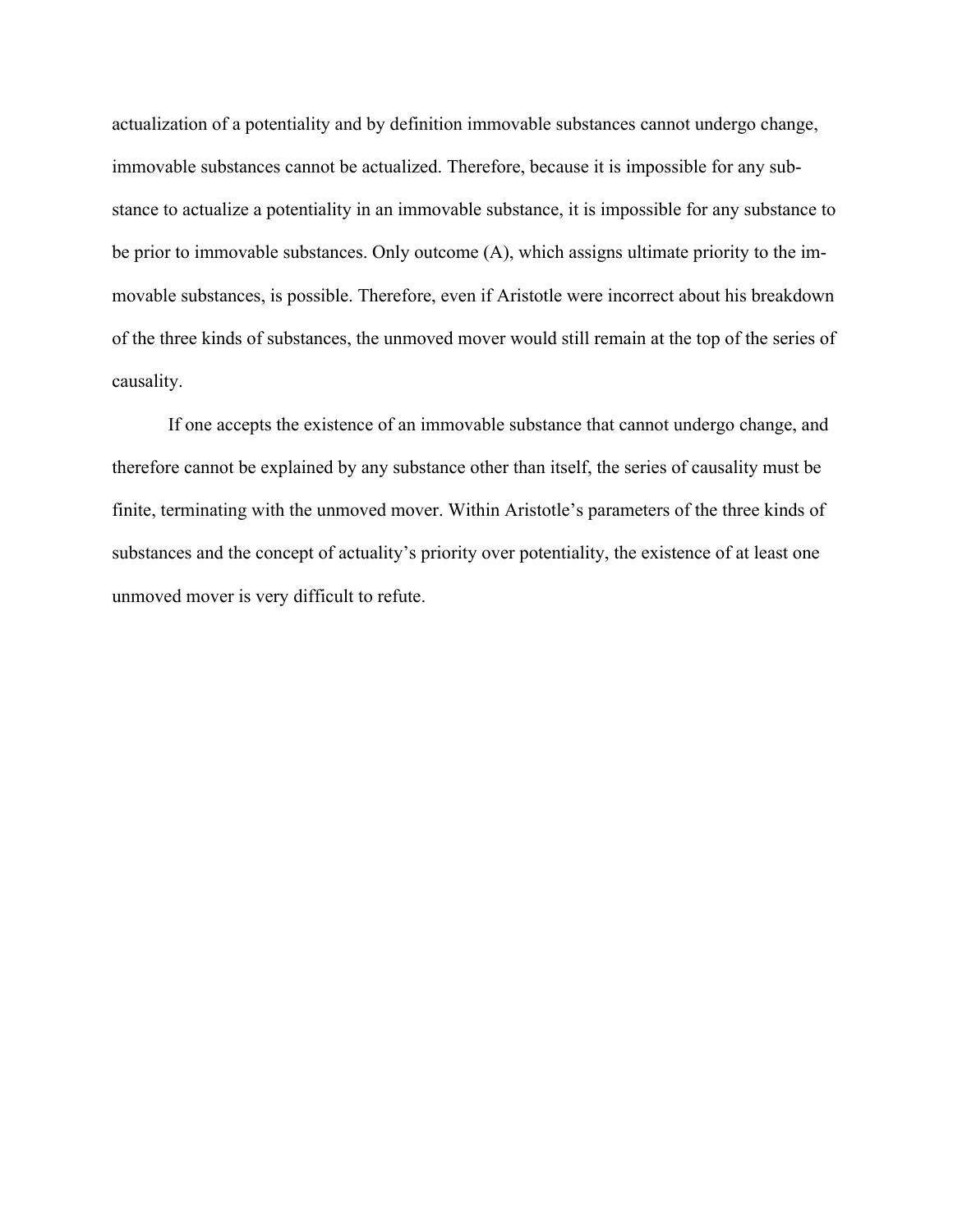actualization of a potentiality and by definition immovable substances cannot undergo change, immovable substances cannot be actualized. Therefore, because it is impossible for any substance to actualize a potentiality in an immovable substance, it is impossible for any substance to be prior to immovable substances. Only outcome (A), which assigns ultimate priority to the immovable substances, is possible. Therefore, even if Aristotle were incorrect about his breakdown of the three kinds of substances, the unmoved mover would still remain at the top of the series of causality.

If one accepts the existence of an immovable substance that cannot undergo change, and therefore cannot be explained by any substance other than itself, the series of causality must be finite, terminating with the unmoved mover. Within Aristotle's parameters of the three kinds of substances and the concept of actuality's priority over potentiality, the existence of at least one unmoved mover is very difficult to refute.